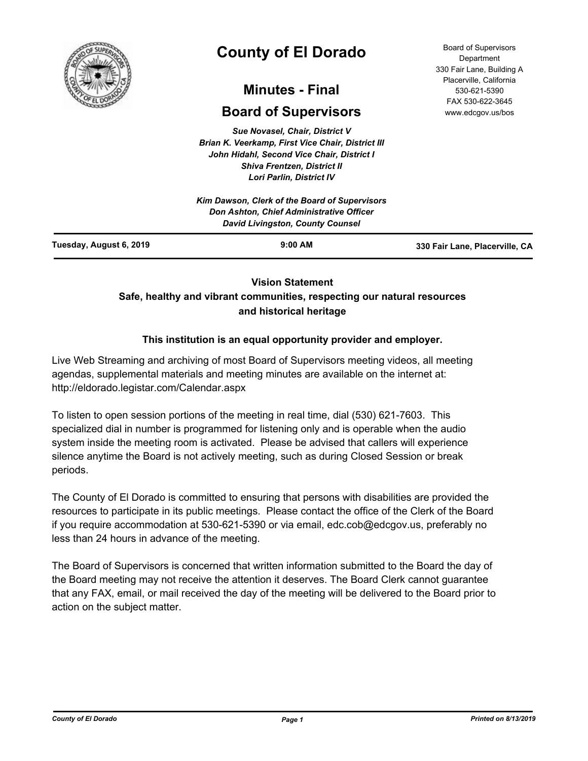# County of El Dorado

## Minutes - Final

## Board of Supervisors

Board of Supervisors Department
330 Fair Lane, Building A
Placerville, California
530-621-5390
FAX 530-622-3645
www.edcgov.us/bos

*Sue Novasel, Chair, District V*
*Brian K. Veerkamp, First Vice Chair, District III*
*John Hidahl, Second Vice Chair, District I*
*Shiva Frentzen, District II*
*Lori Parlin, District IV*

*Kim Dawson, Clerk of the Board of Supervisors*
*Don Ashton, Chief Administrative Officer*
*David Livingston, County Counsel*

**Tuesday, August 6, 2019** | **9:00 AM** | **330 Fair Lane, Placerville, CA**

**Vision Statement**
**Safe, healthy and vibrant communities, respecting our natural resources and historical heritage**

**This institution is an equal opportunity provider and employer.**

Live Web Streaming and archiving of most Board of Supervisors meeting videos, all meeting agendas, supplemental materials and meeting minutes are available on the internet at: http://eldorado.legistar.com/Calendar.aspx

To listen to open session portions of the meeting in real time, dial (530) 621-7603. This specialized dial in number is programmed for listening only and is operable when the audio system inside the meeting room is activated. Please be advised that callers will experience silence anytime the Board is not actively meeting, such as during Closed Session or break periods.

The County of El Dorado is committed to ensuring that persons with disabilities are provided the resources to participate in its public meetings. Please contact the office of the Clerk of the Board if you require accommodation at 530-621-5390 or via email, edc.cob@edcgov.us, preferably no less than 24 hours in advance of the meeting.

The Board of Supervisors is concerned that written information submitted to the Board the day of the Board meeting may not receive the attention it deserves. The Board Clerk cannot guarantee that any FAX, email, or mail received the day of the meeting will be delivered to the Board prior to action on the subject matter.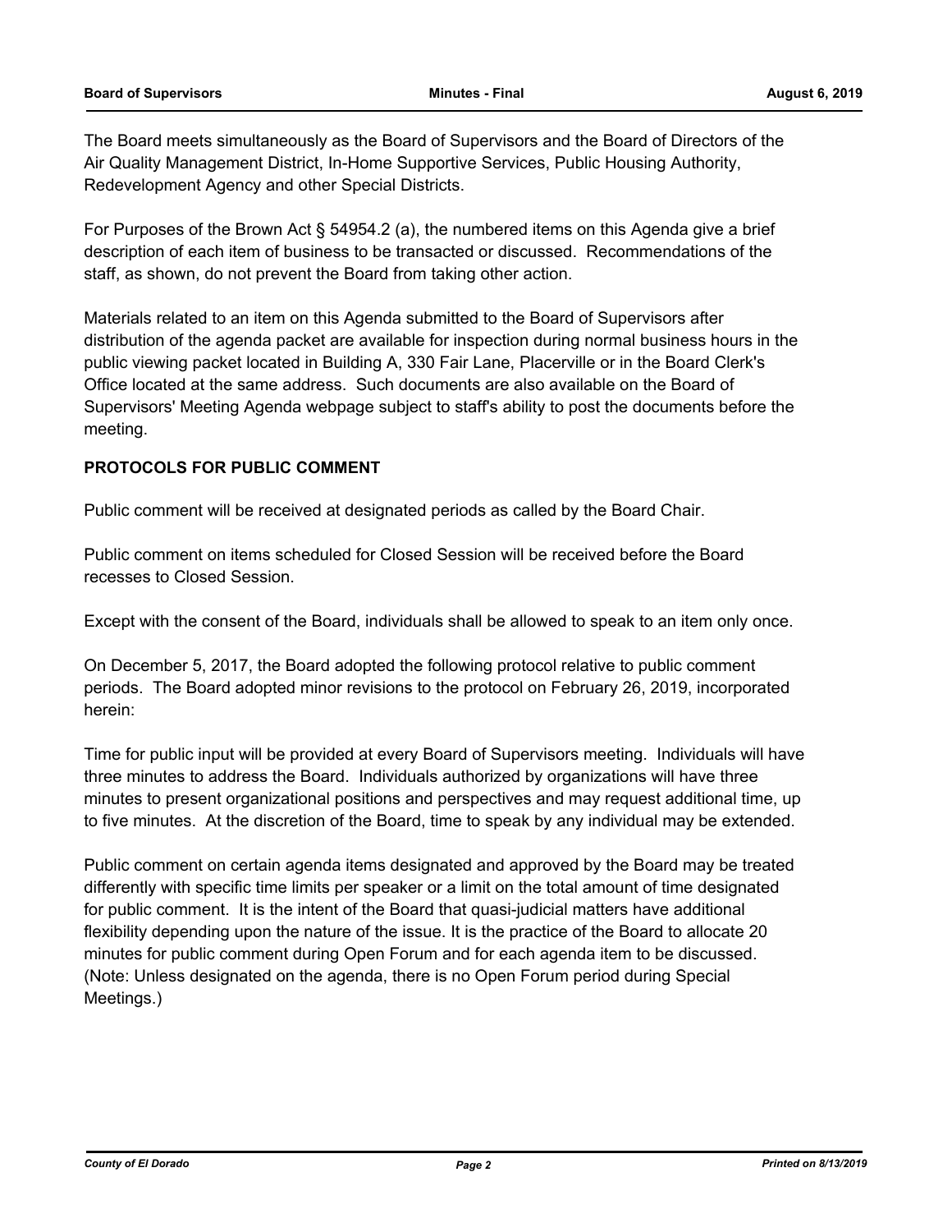The Board meets simultaneously as the Board of Supervisors and the Board of Directors of the Air Quality Management District, In-Home Supportive Services, Public Housing Authority, Redevelopment Agency and other Special Districts.

For Purposes of the Brown Act § 54954.2 (a), the numbered items on this Agenda give a brief description of each item of business to be transacted or discussed. Recommendations of the staff, as shown, do not prevent the Board from taking other action.

Materials related to an item on this Agenda submitted to the Board of Supervisors after distribution of the agenda packet are available for inspection during normal business hours in the public viewing packet located in Building A, 330 Fair Lane, Placerville or in the Board Clerk's Office located at the same address. Such documents are also available on the Board of Supervisors' Meeting Agenda webpage subject to staff's ability to post the documents before the meeting.

**PROTOCOLS FOR PUBLIC COMMENT**

Public comment will be received at designated periods as called by the Board Chair.

Public comment on items scheduled for Closed Session will be received before the Board recesses to Closed Session.

Except with the consent of the Board, individuals shall be allowed to speak to an item only once.

On December 5, 2017, the Board adopted the following protocol relative to public comment periods. The Board adopted minor revisions to the protocol on February 26, 2019, incorporated herein:

Time for public input will be provided at every Board of Supervisors meeting. Individuals will have three minutes to address the Board. Individuals authorized by organizations will have three minutes to present organizational positions and perspectives and may request additional time, up to five minutes. At the discretion of the Board, time to speak by any individual may be extended.

Public comment on certain agenda items designated and approved by the Board may be treated differently with specific time limits per speaker or a limit on the total amount of time designated for public comment. It is the intent of the Board that quasi-judicial matters have additional flexibility depending upon the nature of the issue. It is the practice of the Board to allocate 20 minutes for public comment during Open Forum and for each agenda item to be discussed. (Note: Unless designated on the agenda, there is no Open Forum period during Special Meetings.)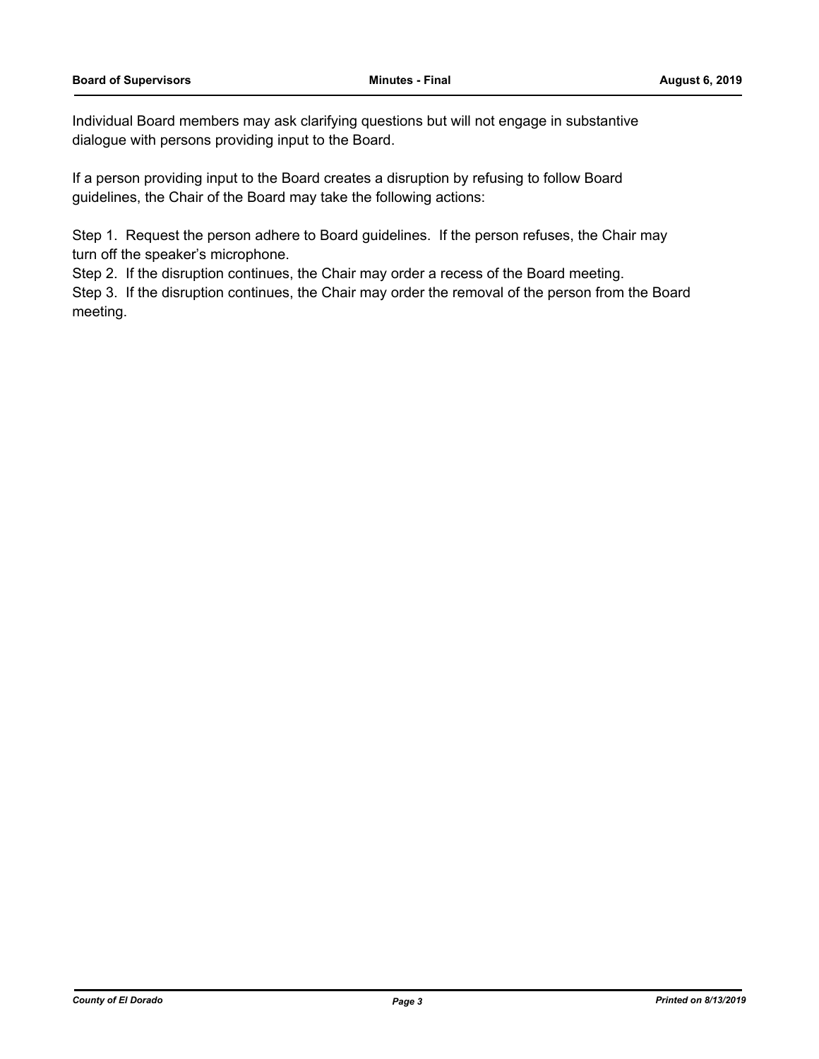Individual Board members may ask clarifying questions but will not engage in substantive dialogue with persons providing input to the Board.

If a person providing input to the Board creates a disruption by refusing to follow Board guidelines, the Chair of the Board may take the following actions:

Step 1. Request the person adhere to Board guidelines. If the person refuses, the Chair may turn off the speaker's microphone.

Step 2. If the disruption continues, the Chair may order a recess of the Board meeting.

Step 3. If the disruption continues, the Chair may order the removal of the person from the Board meeting.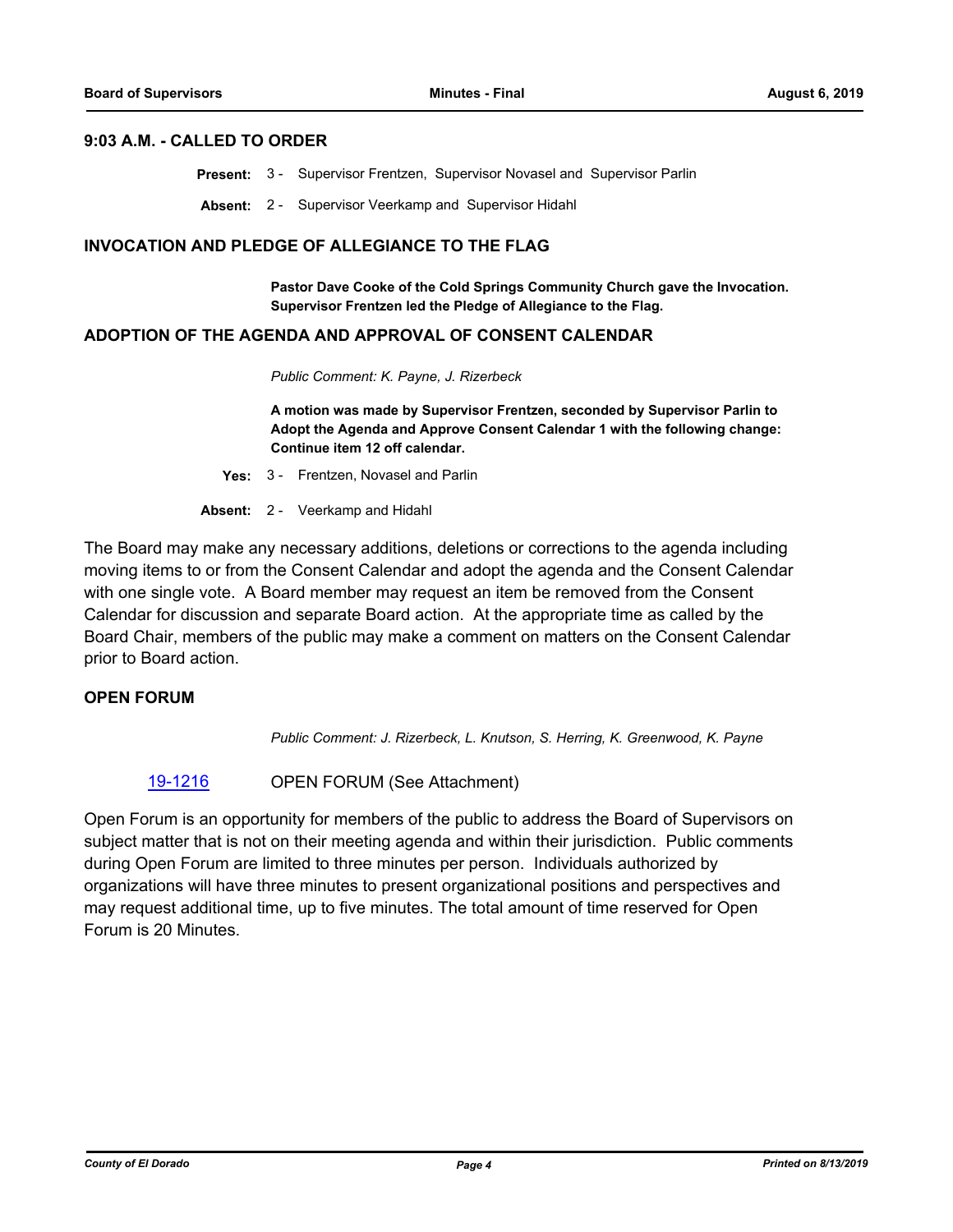## 9:03 A.M. - CALLED TO ORDER

**Present:** 3 - Supervisor Frentzen, Supervisor Novasel and Supervisor Parlin

**Absent:** 2 - Supervisor Veerkamp and Supervisor Hidahl

## INVOCATION AND PLEDGE OF ALLEGIANCE TO THE FLAG

**Pastor Dave Cooke of the Cold Springs Community Church gave the Invocation. Supervisor Frentzen led the Pledge of Allegiance to the Flag.**

## ADOPTION OF THE AGENDA AND APPROVAL OF CONSENT CALENDAR

*Public Comment: K. Payne, J. Rizerbeck*

**A motion was made by Supervisor Frentzen, seconded by Supervisor Parlin to Adopt the Agenda and Approve Consent Calendar 1 with the following change: Continue item 12 off calendar.**

**Yes:** 3 - Frentzen, Novasel and Parlin

**Absent:** 2 - Veerkamp and Hidahl

The Board may make any necessary additions, deletions or corrections to the agenda including moving items to or from the Consent Calendar and adopt the agenda and the Consent Calendar with one single vote. A Board member may request an item be removed from the Consent Calendar for discussion and separate Board action. At the appropriate time as called by the Board Chair, members of the public may make a comment on matters on the Consent Calendar prior to Board action.

## OPEN FORUM

*Public Comment: J. Rizerbeck, L. Knutson, S. Herring, K. Greenwood, K. Payne*

19-1216 OPEN FORUM (See Attachment)

Open Forum is an opportunity for members of the public to address the Board of Supervisors on subject matter that is not on their meeting agenda and within their jurisdiction. Public comments during Open Forum are limited to three minutes per person. Individuals authorized by organizations will have three minutes to present organizational positions and perspectives and may request additional time, up to five minutes. The total amount of time reserved for Open Forum is 20 Minutes.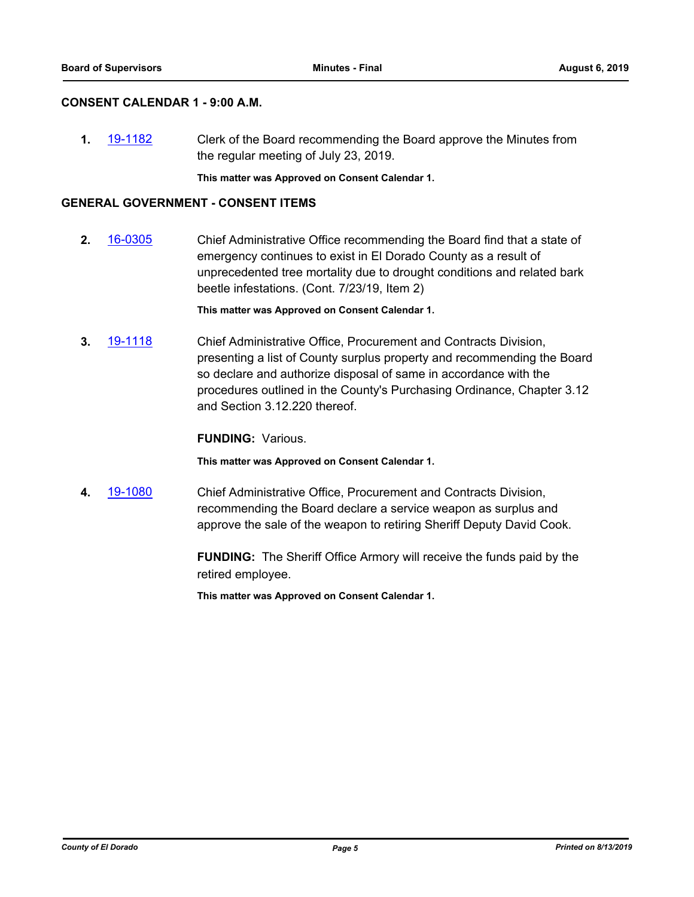## CONSENT CALENDAR 1 - 9:00 A.M.

**1.** 19-1182 Clerk of the Board recommending the Board approve the Minutes from the regular meeting of July 23, 2019.

**This matter was Approved on Consent Calendar 1.**

## GENERAL GOVERNMENT - CONSENT ITEMS

**2.** 16-0305 Chief Administrative Office recommending the Board find that a state of emergency continues to exist in El Dorado County as a result of unprecedented tree mortality due to drought conditions and related bark beetle infestations. (Cont. 7/23/19, Item 2)

**This matter was Approved on Consent Calendar 1.**

**3.** 19-1118 Chief Administrative Office, Procurement and Contracts Division, presenting a list of County surplus property and recommending the Board so declare and authorize disposal of same in accordance with the procedures outlined in the County's Purchasing Ordinance, Chapter 3.12 and Section 3.12.220 thereof.

**FUNDING:** Various.

**This matter was Approved on Consent Calendar 1.**

**4.** 19-1080 Chief Administrative Office, Procurement and Contracts Division, recommending the Board declare a service weapon as surplus and approve the sale of the weapon to retiring Sheriff Deputy David Cook.

**FUNDING:** The Sheriff Office Armory will receive the funds paid by the retired employee.

**This matter was Approved on Consent Calendar 1.**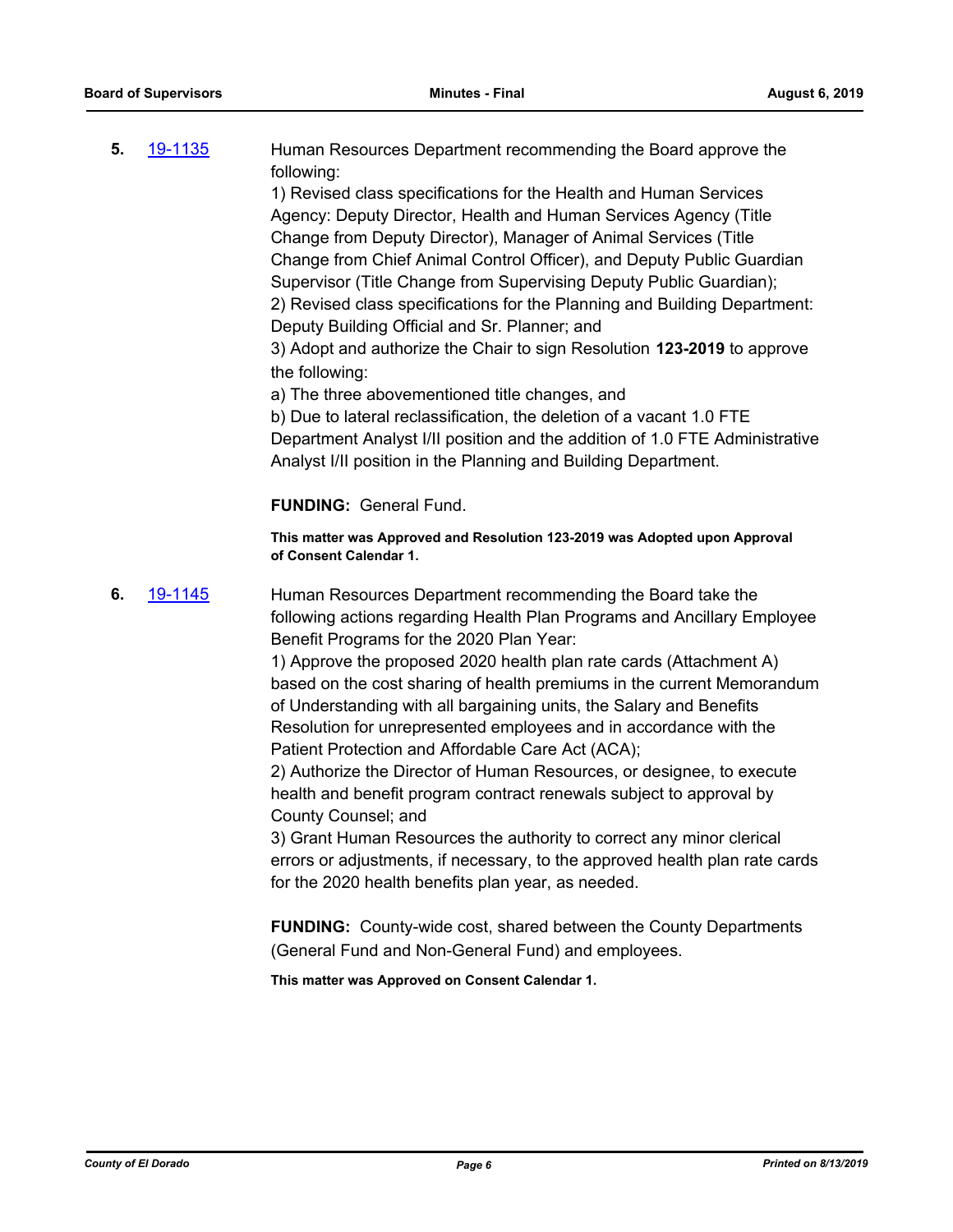**5.** [19-1135] Human Resources Department recommending the Board approve the following:

1) Revised class specifications for the Health and Human Services Agency: Deputy Director, Health and Human Services Agency (Title Change from Deputy Director), Manager of Animal Services (Title Change from Chief Animal Control Officer), and Deputy Public Guardian Supervisor (Title Change from Supervising Deputy Public Guardian);
2) Revised class specifications for the Planning and Building Department: Deputy Building Official and Sr. Planner; and
3) Adopt and authorize the Chair to sign Resolution **123-2019** to approve the following:
a) The three abovementioned title changes, and
b) Due to lateral reclassification, the deletion of a vacant 1.0 FTE Department Analyst I/II position and the addition of 1.0 FTE Administrative Analyst I/II position in the Planning and Building Department.

**FUNDING:** General Fund.

**This matter was Approved and Resolution 123-2019 was Adopted upon Approval of Consent Calendar 1.**

**6.** [19-1145] Human Resources Department recommending the Board take the following actions regarding Health Plan Programs and Ancillary Employee Benefit Programs for the 2020 Plan Year:

1) Approve the proposed 2020 health plan rate cards (Attachment A) based on the cost sharing of health premiums in the current Memorandum of Understanding with all bargaining units, the Salary and Benefits Resolution for unrepresented employees and in accordance with the Patient Protection and Affordable Care Act (ACA);
2) Authorize the Director of Human Resources, or designee, to execute health and benefit program contract renewals subject to approval by County Counsel; and
3) Grant Human Resources the authority to correct any minor clerical errors or adjustments, if necessary, to the approved health plan rate cards for the 2020 health benefits plan year, as needed.

**FUNDING:** County-wide cost, shared between the County Departments (General Fund and Non-General Fund) and employees.

**This matter was Approved on Consent Calendar 1.**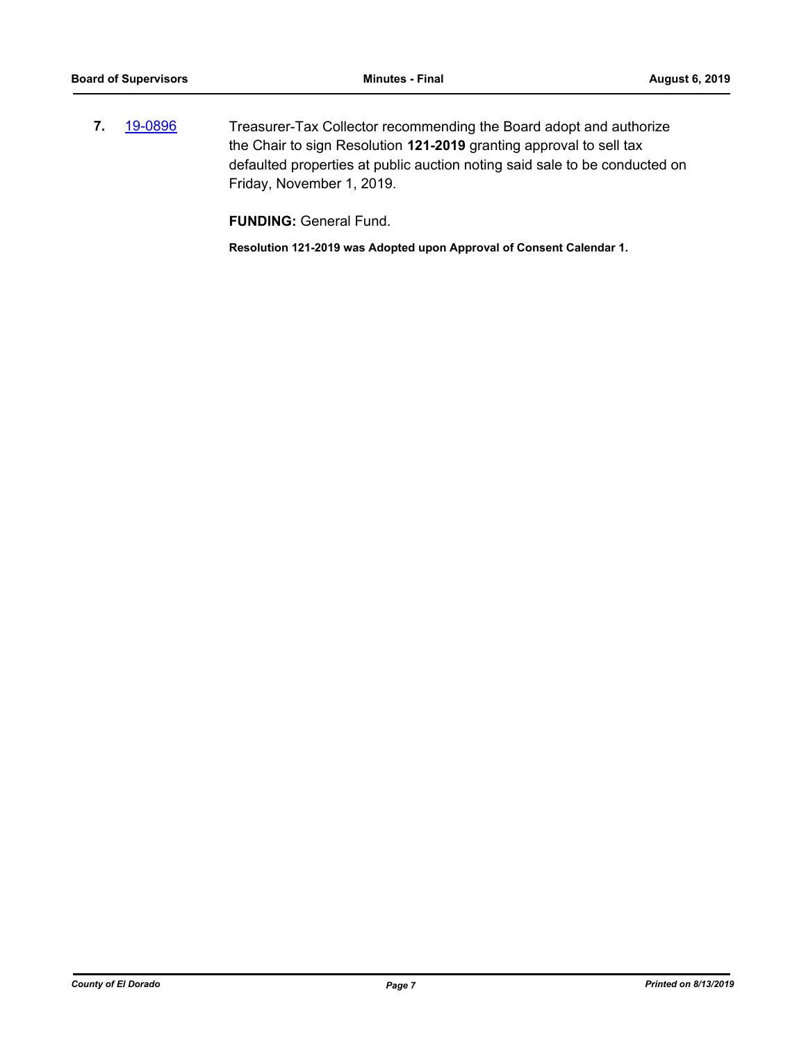**7.** [19-0896](19-0896) Treasurer-Tax Collector recommending the Board adopt and authorize the Chair to sign Resolution **121-2019** granting approval to sell tax defaulted properties at public auction noting said sale to be conducted on Friday, November 1, 2019.

**FUNDING:** General Fund.

**Resolution 121-2019 was Adopted upon Approval of Consent Calendar 1.**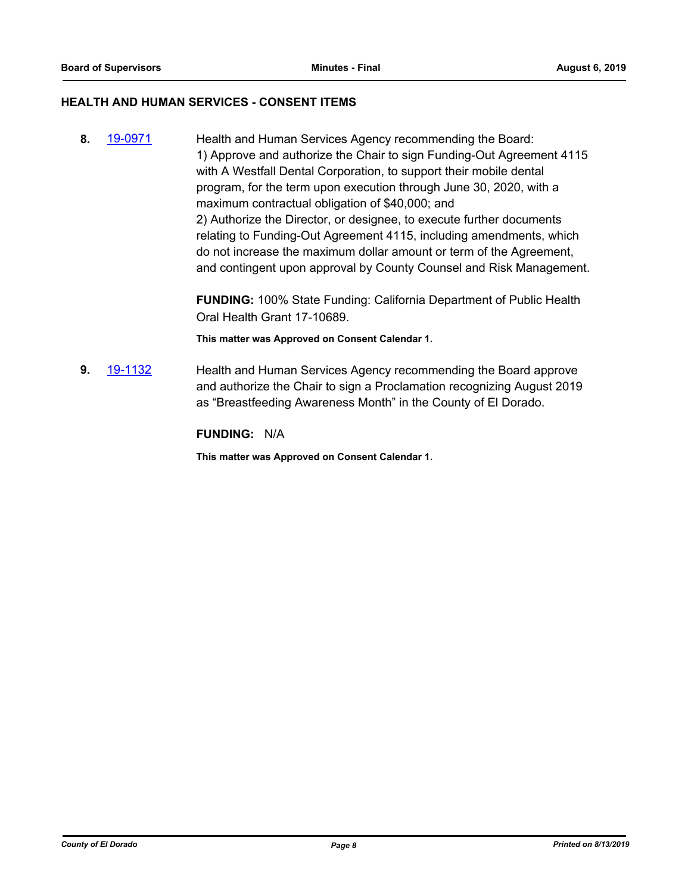## HEALTH AND HUMAN SERVICES - CONSENT ITEMS

**8.** [19-0971](19-0971)

Health and Human Services Agency recommending the Board:
1) Approve and authorize the Chair to sign Funding-Out Agreement 4115 with A Westfall Dental Corporation, to support their mobile dental program, for the term upon execution through June 30, 2020, with a maximum contractual obligation of $40,000; and
2) Authorize the Director, or designee, to execute further documents relating to Funding-Out Agreement 4115, including amendments, which do not increase the maximum dollar amount or term of the Agreement, and contingent upon approval by County Counsel and Risk Management.

**FUNDING:** 100% State Funding: California Department of Public Health Oral Health Grant 17-10689.

**This matter was Approved on Consent Calendar 1.**

**9.** [19-1132](19-1132)

Health and Human Services Agency recommending the Board approve and authorize the Chair to sign a Proclamation recognizing August 2019 as “Breastfeeding Awareness Month” in the County of El Dorado.

**FUNDING:** N/A

**This matter was Approved on Consent Calendar 1.**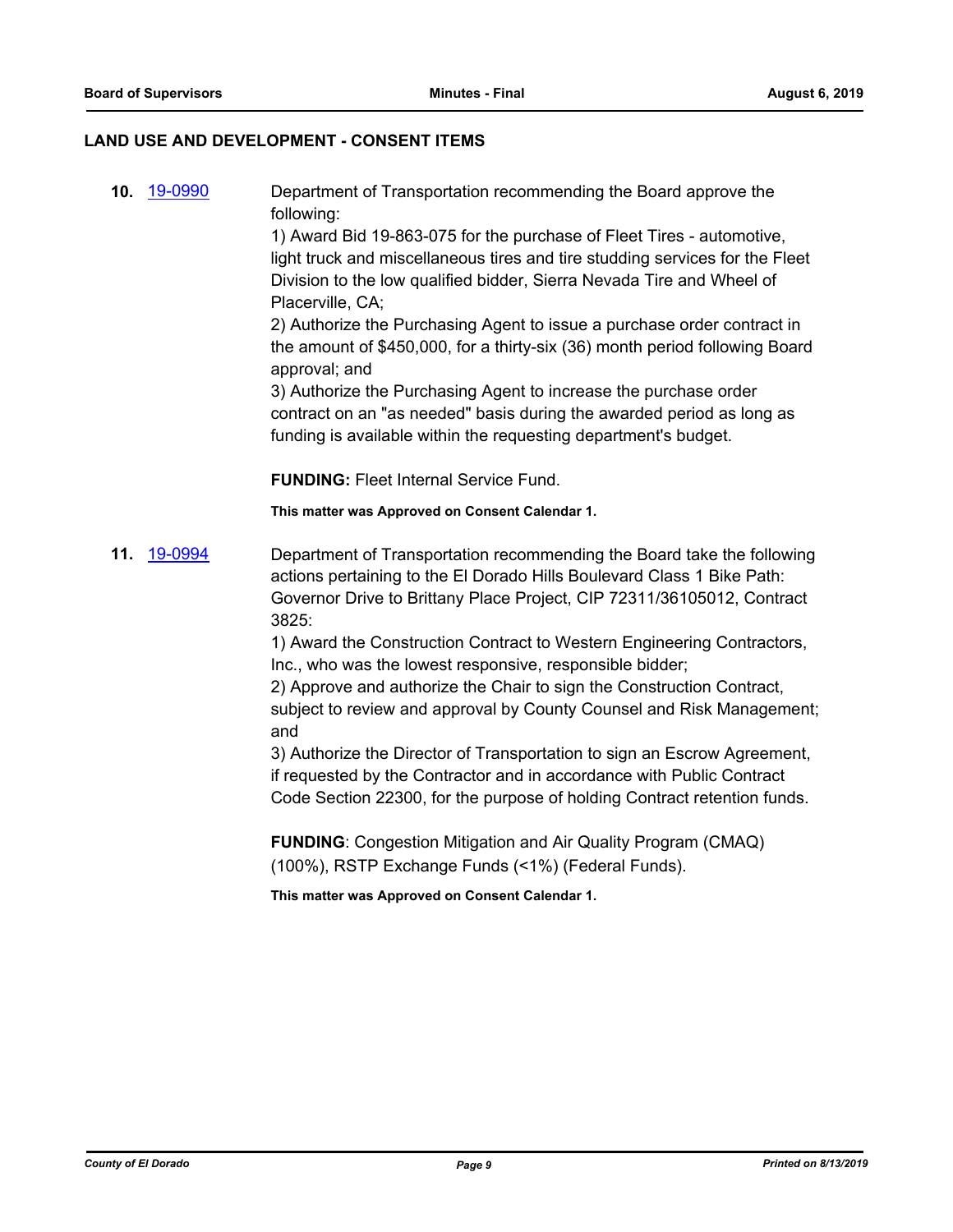## LAND USE AND DEVELOPMENT - CONSENT ITEMS

**10.** 19-0990

Department of Transportation recommending the Board approve the following:

1) Award Bid 19-863-075 for the purchase of Fleet Tires - automotive, light truck and miscellaneous tires and tire studding services for the Fleet Division to the low qualified bidder, Sierra Nevada Tire and Wheel of Placerville, CA;

2) Authorize the Purchasing Agent to issue a purchase order contract in the amount of $450,000, for a thirty-six (36) month period following Board approval; and

3) Authorize the Purchasing Agent to increase the purchase order contract on an "as needed" basis during the awarded period as long as funding is available within the requesting department's budget.

**FUNDING:** Fleet Internal Service Fund.

**This matter was Approved on Consent Calendar 1.**

**11.** 19-0994

Department of Transportation recommending the Board take the following actions pertaining to the El Dorado Hills Boulevard Class 1 Bike Path: Governor Drive to Brittany Place Project, CIP 72311/36105012, Contract 3825:

1) Award the Construction Contract to Western Engineering Contractors, Inc., who was the lowest responsive, responsible bidder;

2) Approve and authorize the Chair to sign the Construction Contract, subject to review and approval by County Counsel and Risk Management; and

3) Authorize the Director of Transportation to sign an Escrow Agreement, if requested by the Contractor and in accordance with Public Contract Code Section 22300, for the purpose of holding Contract retention funds.

**FUNDING**: Congestion Mitigation and Air Quality Program (CMAQ) (100%), RSTP Exchange Funds (<1%) (Federal Funds).

**This matter was Approved on Consent Calendar 1.**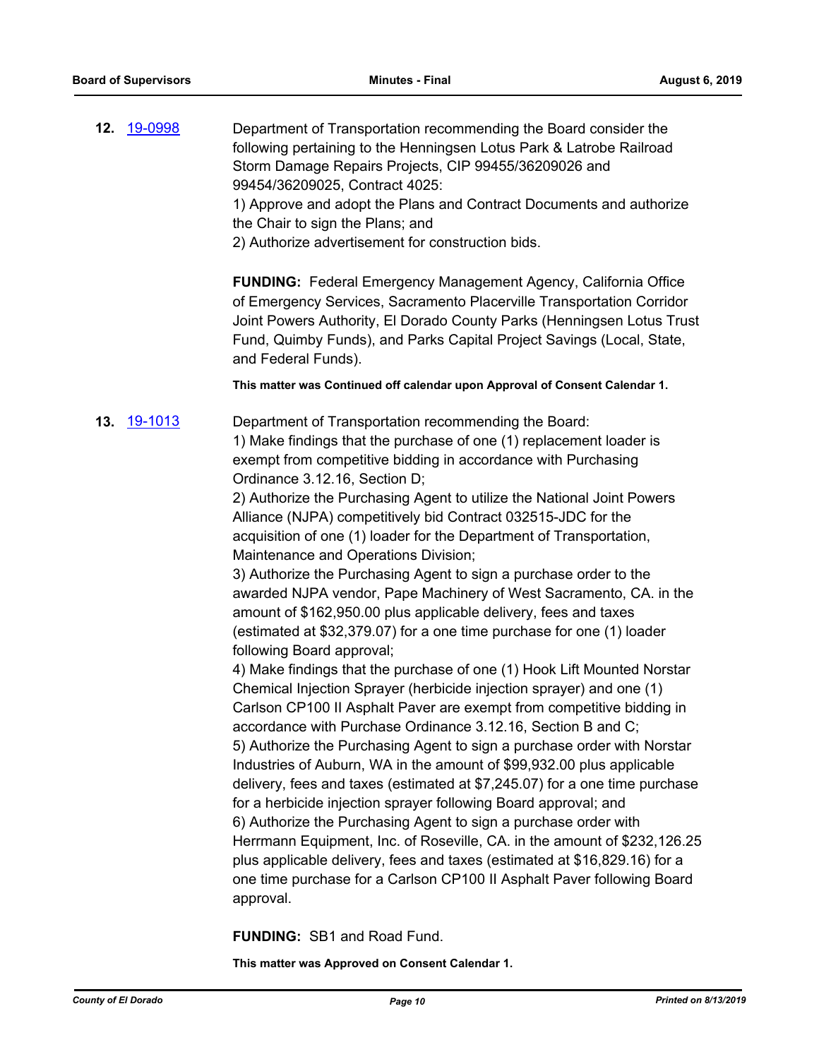**12.** 19-0998

Department of Transportation recommending the Board consider the following pertaining to the Henningsen Lotus Park & Latrobe Railroad Storm Damage Repairs Projects, CIP 99455/36209026 and 99454/36209025, Contract 4025:
1) Approve and adopt the Plans and Contract Documents and authorize the Chair to sign the Plans; and
2) Authorize advertisement for construction bids.

**FUNDING:** Federal Emergency Management Agency, California Office of Emergency Services, Sacramento Placerville Transportation Corridor Joint Powers Authority, El Dorado County Parks (Henningsen Lotus Trust Fund, Quimby Funds), and Parks Capital Project Savings (Local, State, and Federal Funds).

**This matter was Continued off calendar upon Approval of Consent Calendar 1.**

**13.** 19-1013

Department of Transportation recommending the Board:
1) Make findings that the purchase of one (1) replacement loader is exempt from competitive bidding in accordance with Purchasing Ordinance 3.12.16, Section D;
2) Authorize the Purchasing Agent to utilize the National Joint Powers Alliance (NJPA) competitively bid Contract 032515-JDC for the acquisition of one (1) loader for the Department of Transportation, Maintenance and Operations Division;
3) Authorize the Purchasing Agent to sign a purchase order to the awarded NJPA vendor, Pape Machinery of West Sacramento, CA. in the amount of $162,950.00 plus applicable delivery, fees and taxes (estimated at $32,379.07) for a one time purchase for one (1) loader following Board approval;
4) Make findings that the purchase of one (1) Hook Lift Mounted Norstar Chemical Injection Sprayer (herbicide injection sprayer) and one (1) Carlson CP100 II Asphalt Paver are exempt from competitive bidding in accordance with Purchase Ordinance 3.12.16, Section B and C;
5) Authorize the Purchasing Agent to sign a purchase order with Norstar Industries of Auburn, WA in the amount of $99,932.00 plus applicable delivery, fees and taxes (estimated at $7,245.07) for a one time purchase for a herbicide injection sprayer following Board approval; and
6) Authorize the Purchasing Agent to sign a purchase order with Herrmann Equipment, Inc. of Roseville, CA. in the amount of $232,126.25 plus applicable delivery, fees and taxes (estimated at $16,829.16) for a one time purchase for a Carlson CP100 II Asphalt Paver following Board approval.

**FUNDING:** SB1 and Road Fund.

**This matter was Approved on Consent Calendar 1.**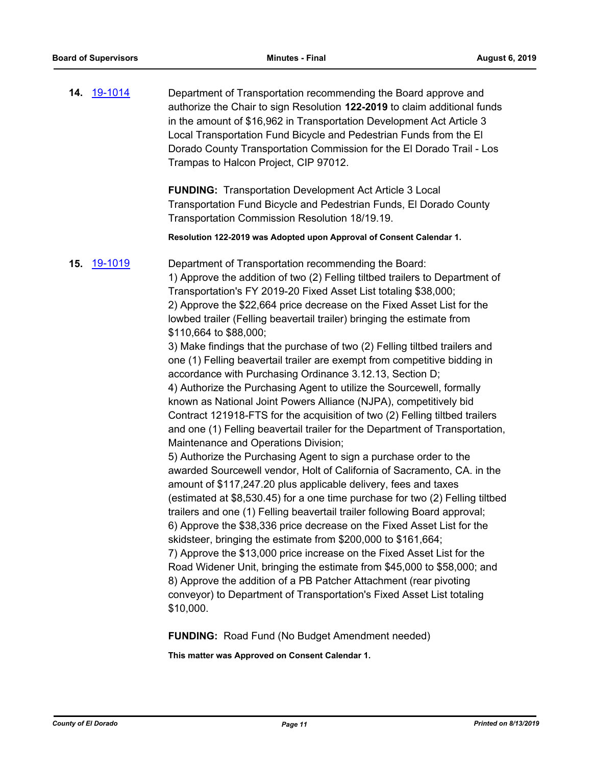**14.** [19-1014](19-1014)

Department of Transportation recommending the Board approve and authorize the Chair to sign Resolution **122-2019** to claim additional funds in the amount of $16,962 in Transportation Development Act Article 3 Local Transportation Fund Bicycle and Pedestrian Funds from the El Dorado County Transportation Commission for the El Dorado Trail - Los Trampas to Halcon Project, CIP 97012.

**FUNDING:** Transportation Development Act Article 3 Local Transportation Fund Bicycle and Pedestrian Funds, El Dorado County Transportation Commission Resolution 18/19.19.

**Resolution 122-2019 was Adopted upon Approval of Consent Calendar 1.**

**15.** [19-1019](19-1019)

Department of Transportation recommending the Board:

1) Approve the addition of two (2) Felling tiltbed trailers to Department of Transportation's FY 2019-20 Fixed Asset List totaling $38,000;
2) Approve the $22,664 price decrease on the Fixed Asset List for the lowbed trailer (Felling beavertail trailer) bringing the estimate from $110,664 to $88,000;
3) Make findings that the purchase of two (2) Felling tiltbed trailers and one (1) Felling beavertail trailer are exempt from competitive bidding in accordance with Purchasing Ordinance 3.12.13, Section D;
4) Authorize the Purchasing Agent to utilize the Sourcewell, formally known as National Joint Powers Alliance (NJPA), competitively bid Contract 121918-FTS for the acquisition of two (2) Felling tiltbed trailers and one (1) Felling beavertail trailer for the Department of Transportation, Maintenance and Operations Division;
5) Authorize the Purchasing Agent to sign a purchase order to the awarded Sourcewell vendor, Holt of California of Sacramento, CA. in the amount of $117,247.20 plus applicable delivery, fees and taxes (estimated at $8,530.45) for a one time purchase for two (2) Felling tiltbed trailers and one (1) Felling beavertail trailer following Board approval;
6) Approve the $38,336 price decrease on the Fixed Asset List for the skidsteer, bringing the estimate from $200,000 to $161,664;
7) Approve the $13,000 price increase on the Fixed Asset List for the Road Widener Unit, bringing the estimate from $45,000 to $58,000; and
8) Approve the addition of a PB Patcher Attachment (rear pivoting conveyor) to Department of Transportation's Fixed Asset List totaling $10,000.

**FUNDING:** Road Fund (No Budget Amendment needed)

**This matter was Approved on Consent Calendar 1.**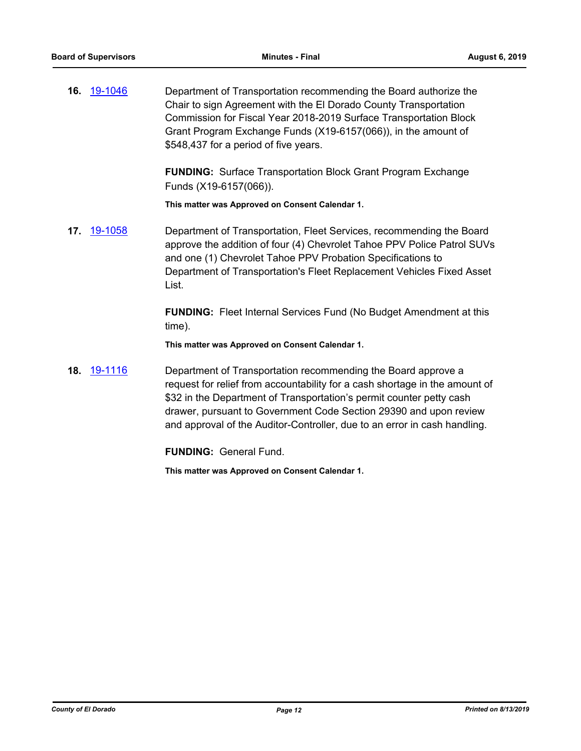**16.** 19-1046

Department of Transportation recommending the Board authorize the Chair to sign Agreement with the El Dorado County Transportation Commission for Fiscal Year 2018-2019 Surface Transportation Block Grant Program Exchange Funds (X19-6157(066)), in the amount of $548,437 for a period of five years.

**FUNDING:** Surface Transportation Block Grant Program Exchange Funds (X19-6157(066)).

**This matter was Approved on Consent Calendar 1.**

**17.** 19-1058

Department of Transportation, Fleet Services, recommending the Board approve the addition of four (4) Chevrolet Tahoe PPV Police Patrol SUVs and one (1) Chevrolet Tahoe PPV Probation Specifications to Department of Transportation's Fleet Replacement Vehicles Fixed Asset List.

**FUNDING:** Fleet Internal Services Fund (No Budget Amendment at this time).

**This matter was Approved on Consent Calendar 1.**

**18.** 19-1116

Department of Transportation recommending the Board approve a request for relief from accountability for a cash shortage in the amount of $32 in the Department of Transportation's permit counter petty cash drawer, pursuant to Government Code Section 29390 and upon review and approval of the Auditor-Controller, due to an error in cash handling.

**FUNDING:** General Fund.

**This matter was Approved on Consent Calendar 1.**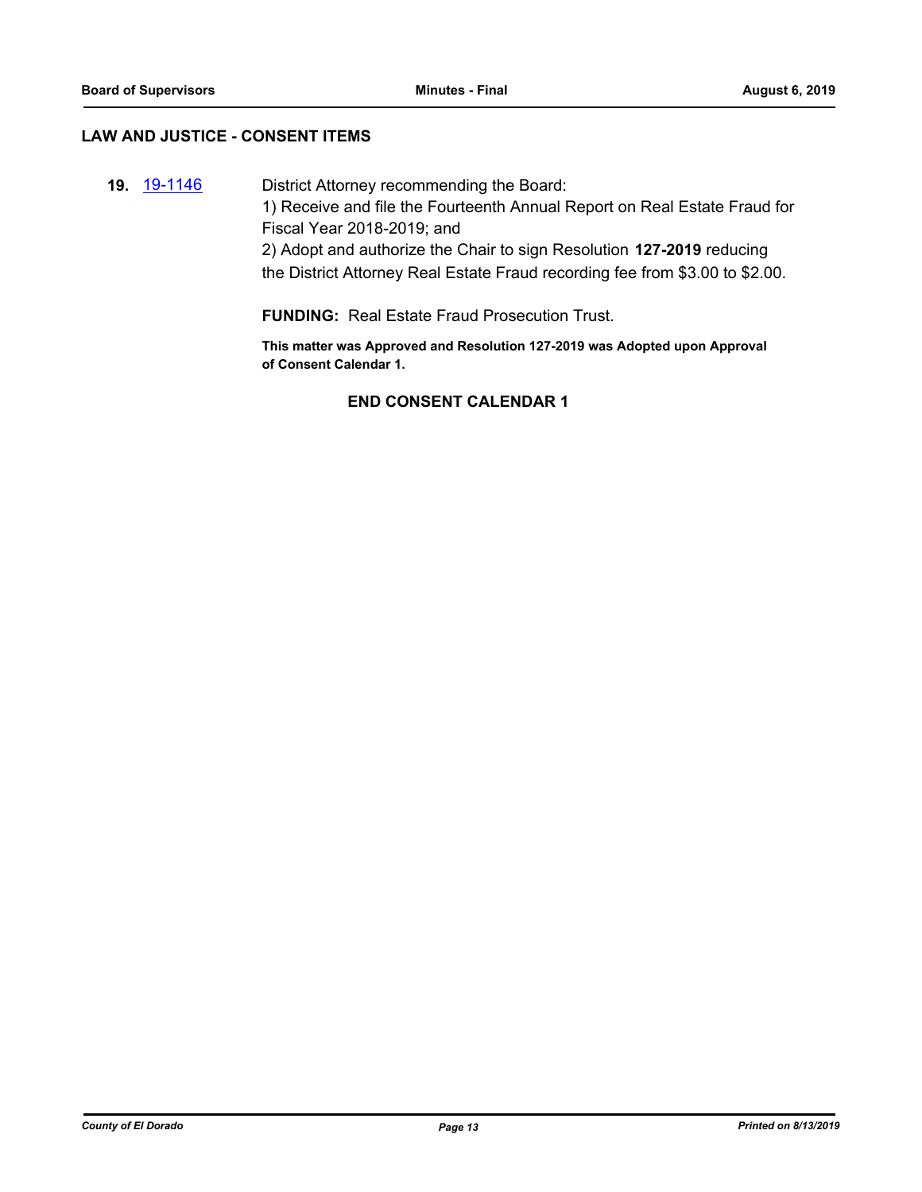## LAW AND JUSTICE - CONSENT ITEMS

**19.** 19-1146

District Attorney recommending the Board:

1) Receive and file the Fourteenth Annual Report on Real Estate Fraud for Fiscal Year 2018-2019; and

2) Adopt and authorize the Chair to sign Resolution **127-2019** reducing the District Attorney Real Estate Fraud recording fee from $3.00 to $2.00.

**FUNDING:** Real Estate Fraud Prosecution Trust.

**This matter was Approved and Resolution 127-2019 was Adopted upon Approval of Consent Calendar 1.**

**END CONSENT CALENDAR 1**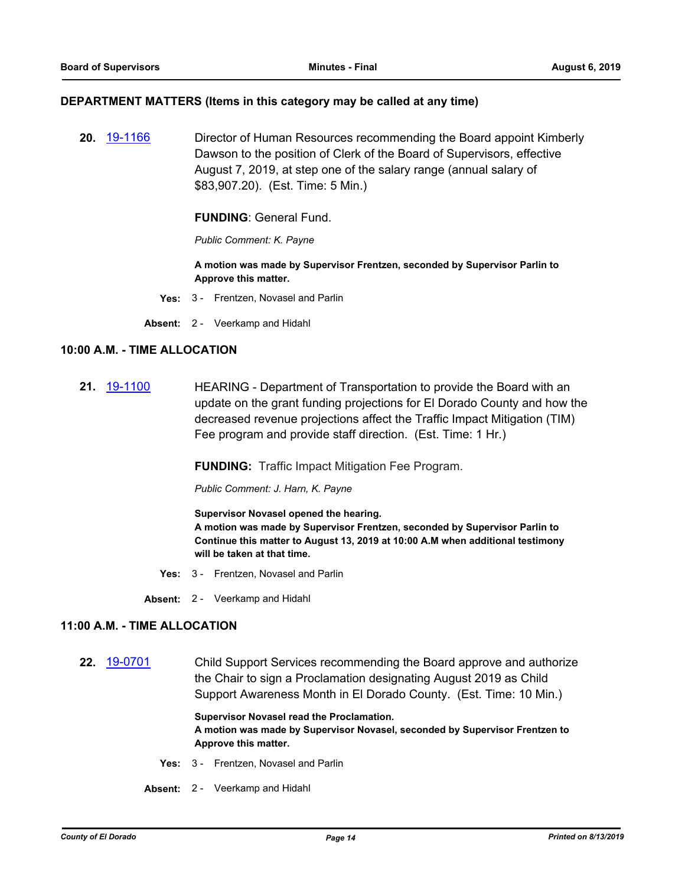## DEPARTMENT MATTERS (Items in this category may be called at any time)

**20.** 19-1166 Director of Human Resources recommending the Board appoint Kimberly Dawson to the position of Clerk of the Board of Supervisors, effective August 7, 2019, at step one of the salary range (annual salary of $83,907.20). (Est. Time: 5 Min.)

**FUNDING**: General Fund.

*Public Comment: K. Payne*

**A motion was made by Supervisor Frentzen, seconded by Supervisor Parlin to Approve this matter.**

**Yes:** 3 - Frentzen, Novasel and Parlin

**Absent:** 2 - Veerkamp and Hidahl

## 10:00 A.M. - TIME ALLOCATION

**21.** 19-1100 HEARING - Department of Transportation to provide the Board with an update on the grant funding projections for El Dorado County and how the decreased revenue projections affect the Traffic Impact Mitigation (TIM) Fee program and provide staff direction. (Est. Time: 1 Hr.)

**FUNDING:** Traffic Impact Mitigation Fee Program.

*Public Comment: J. Harn, K. Payne*

**Supervisor Novasel opened the hearing.**
**A motion was made by Supervisor Frentzen, seconded by Supervisor Parlin to Continue this matter to August 13, 2019 at 10:00 A.M when additional testimony will be taken at that time.**

**Yes:** 3 - Frentzen, Novasel and Parlin

**Absent:** 2 - Veerkamp and Hidahl

## 11:00 A.M. - TIME ALLOCATION

**22.** 19-0701 Child Support Services recommending the Board approve and authorize the Chair to sign a Proclamation designating August 2019 as Child Support Awareness Month in El Dorado County. (Est. Time: 10 Min.)

**Supervisor Novasel read the Proclamation.**
**A motion was made by Supervisor Novasel, seconded by Supervisor Frentzen to Approve this matter.**

**Yes:** 3 - Frentzen, Novasel and Parlin

**Absent:** 2 - Veerkamp and Hidahl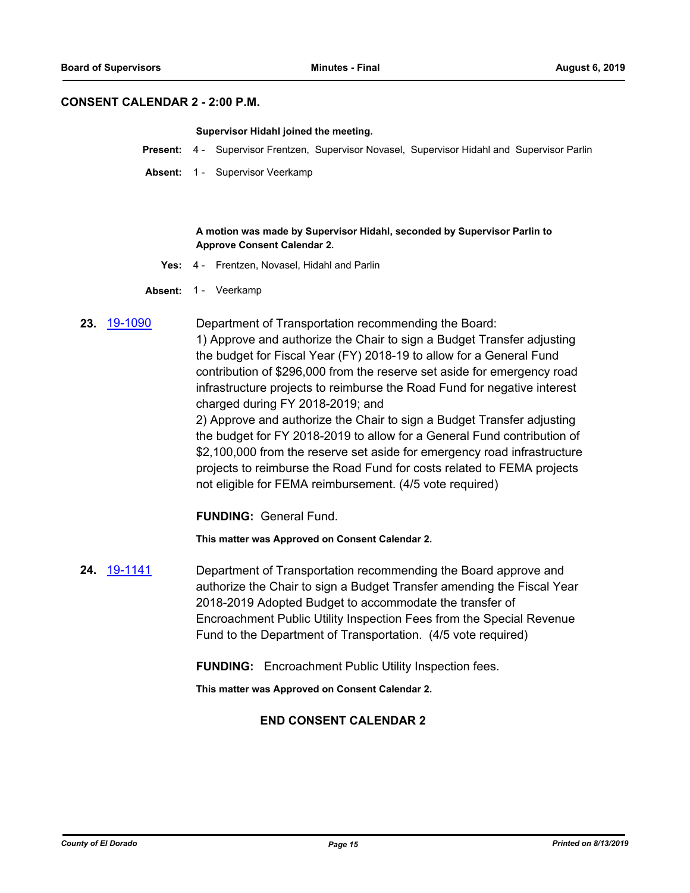## CONSENT CALENDAR 2 - 2:00 P.M.

**Supervisor Hidahl joined the meeting.**

**Present:** 4 - Supervisor Frentzen, Supervisor Novasel, Supervisor Hidahl and Supervisor Parlin

**Absent:** 1 - Supervisor Veerkamp

**A motion was made by Supervisor Hidahl, seconded by Supervisor Parlin to Approve Consent Calendar 2.**

**Yes:** 4 - Frentzen, Novasel, Hidahl and Parlin

**Absent:** 1 - Veerkamp

**23.** 19-1090

Department of Transportation recommending the Board:
1) Approve and authorize the Chair to sign a Budget Transfer adjusting the budget for Fiscal Year (FY) 2018-19 to allow for a General Fund contribution of $296,000 from the reserve set aside for emergency road infrastructure projects to reimburse the Road Fund for negative interest charged during FY 2018-2019; and
2) Approve and authorize the Chair to sign a Budget Transfer adjusting the budget for FY 2018-2019 to allow for a General Fund contribution of $2,100,000 from the reserve set aside for emergency road infrastructure projects to reimburse the Road Fund for costs related to FEMA projects not eligible for FEMA reimbursement. (4/5 vote required)

**FUNDING:** General Fund.

**This matter was Approved on Consent Calendar 2.**

**24.** 19-1141

Department of Transportation recommending the Board approve and authorize the Chair to sign a Budget Transfer amending the Fiscal Year 2018-2019 Adopted Budget to accommodate the transfer of Encroachment Public Utility Inspection Fees from the Special Revenue Fund to the Department of Transportation. (4/5 vote required)

**FUNDING:** Encroachment Public Utility Inspection fees.

**This matter was Approved on Consent Calendar 2.**

**END CONSENT CALENDAR 2**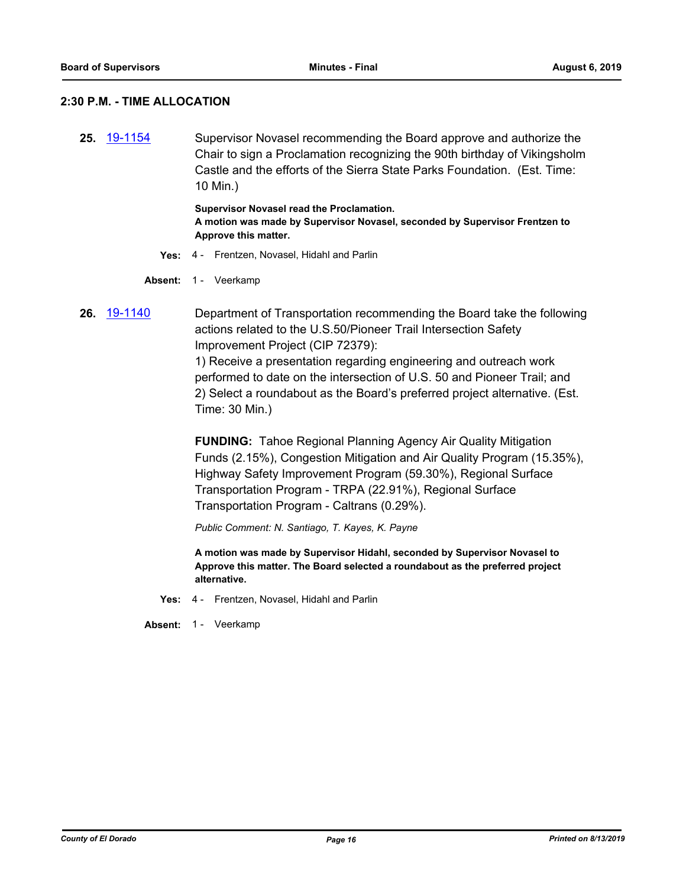## 2:30 P.M. - TIME ALLOCATION

**25.** 19-1154

Supervisor Novasel recommending the Board approve and authorize the Chair to sign a Proclamation recognizing the 90th birthday of Vikingsholm Castle and the efforts of the Sierra State Parks Foundation. (Est. Time: 10 Min.)

**Supervisor Novasel read the Proclamation.**
**A motion was made by Supervisor Novasel, seconded by Supervisor Frentzen to Approve this matter.**

**Yes:** 4 - Frentzen, Novasel, Hidahl and Parlin

**Absent:** 1 - Veerkamp

**26.** 19-1140

Department of Transportation recommending the Board take the following actions related to the U.S.50/Pioneer Trail Intersection Safety Improvement Project (CIP 72379):
1) Receive a presentation regarding engineering and outreach work performed to date on the intersection of U.S. 50 and Pioneer Trail; and
2) Select a roundabout as the Board's preferred project alternative. (Est. Time: 30 Min.)

**FUNDING:** Tahoe Regional Planning Agency Air Quality Mitigation Funds (2.15%), Congestion Mitigation and Air Quality Program (15.35%), Highway Safety Improvement Program (59.30%), Regional Surface Transportation Program - TRPA (22.91%), Regional Surface Transportation Program - Caltrans (0.29%).

*Public Comment: N. Santiago, T. Kayes, K. Payne*

**A motion was made by Supervisor Hidahl, seconded by Supervisor Novasel to Approve this matter. The Board selected a roundabout as the preferred project alternative.**

**Yes:** 4 - Frentzen, Novasel, Hidahl and Parlin

**Absent:** 1 - Veerkamp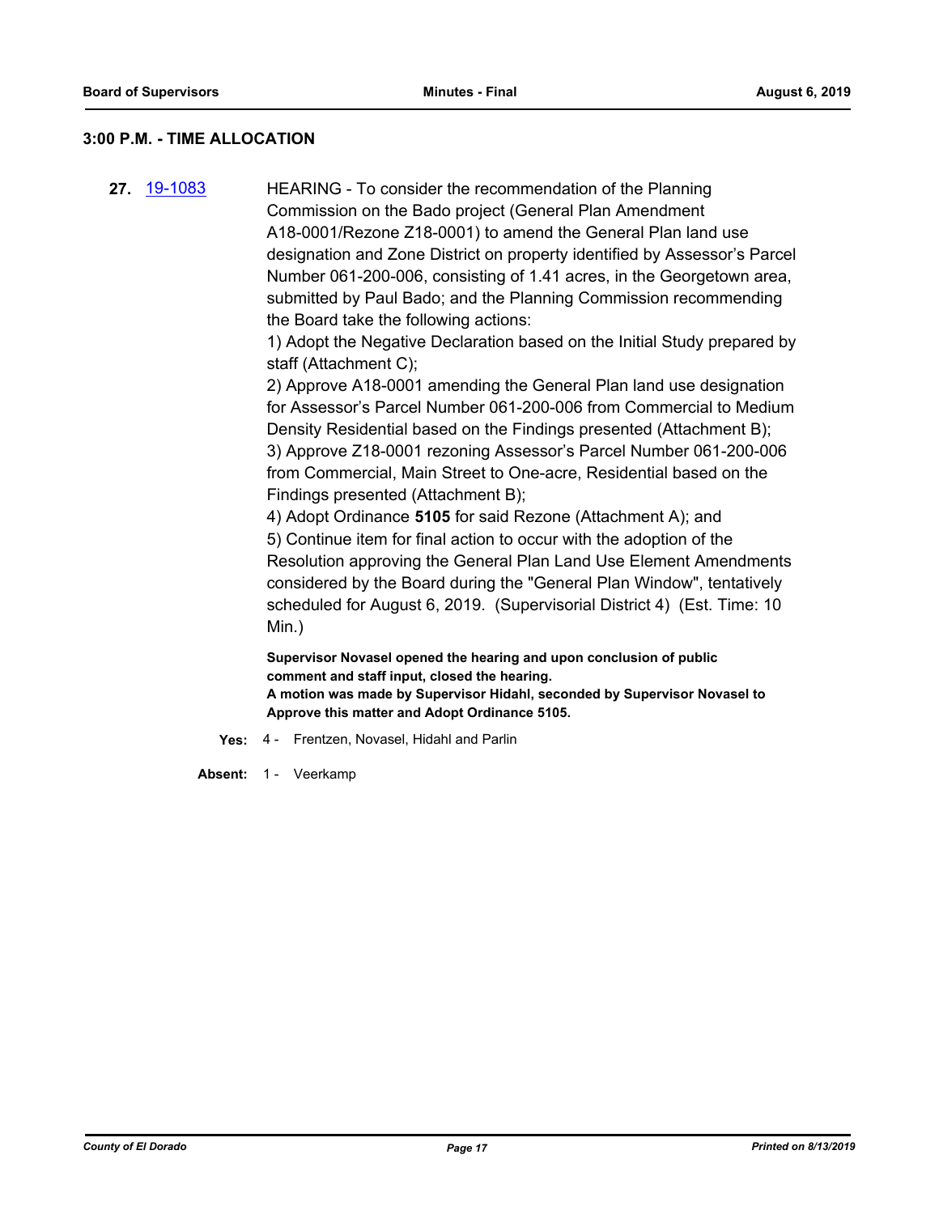## 3:00 P.M. - TIME ALLOCATION

**27.** 19-1083

HEARING - To consider the recommendation of the Planning Commission on the Bado project (General Plan Amendment A18-0001/Rezone Z18-0001) to amend the General Plan land use designation and Zone District on property identified by Assessor's Parcel Number 061-200-006, consisting of 1.41 acres, in the Georgetown area, submitted by Paul Bado; and the Planning Commission recommending the Board take the following actions:

1) Adopt the Negative Declaration based on the Initial Study prepared by staff (Attachment C);

2) Approve A18-0001 amending the General Plan land use designation for Assessor's Parcel Number 061-200-006 from Commercial to Medium Density Residential based on the Findings presented (Attachment B);

3) Approve Z18-0001 rezoning Assessor's Parcel Number 061-200-006 from Commercial, Main Street to One-acre, Residential based on the Findings presented (Attachment B);

4) Adopt Ordinance **5105** for said Rezone (Attachment A); and

5) Continue item for final action to occur with the adoption of the Resolution approving the General Plan Land Use Element Amendments considered by the Board during the "General Plan Window", tentatively scheduled for August 6, 2019. (Supervisorial District 4) (Est. Time: 10 Min.)

**Supervisor Novasel opened the hearing and upon conclusion of public comment and staff input, closed the hearing.**
**A motion was made by Supervisor Hidahl, seconded by Supervisor Novasel to Approve this matter and Adopt Ordinance 5105.**

**Yes:** 4 - Frentzen, Novasel, Hidahl and Parlin

**Absent:** 1 - Veerkamp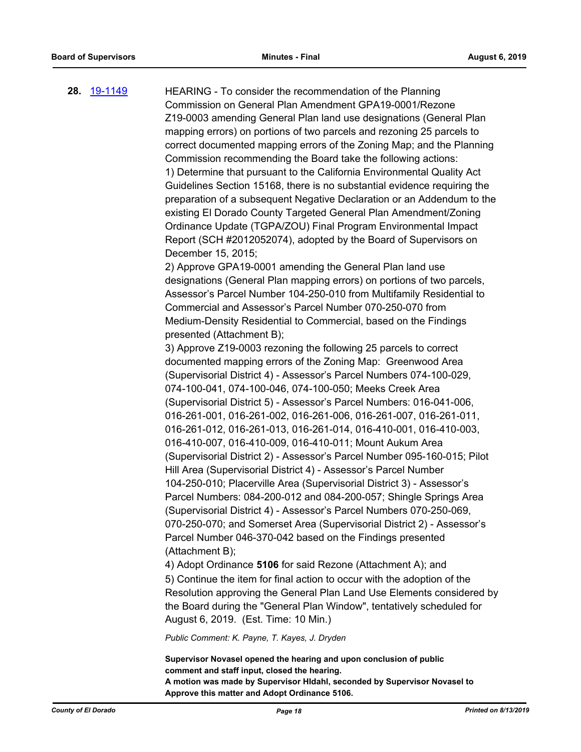**28.** 19-1149

HEARING - To consider the recommendation of the Planning Commission on General Plan Amendment GPA19-0001/Rezone Z19-0003 amending General Plan land use designations (General Plan mapping errors) on portions of two parcels and rezoning 25 parcels to correct documented mapping errors of the Zoning Map; and the Planning Commission recommending the Board take the following actions:
1) Determine that pursuant to the California Environmental Quality Act Guidelines Section 15168, there is no substantial evidence requiring the preparation of a subsequent Negative Declaration or an Addendum to the existing El Dorado County Targeted General Plan Amendment/Zoning Ordinance Update (TGPA/ZOU) Final Program Environmental Impact Report (SCH #2012052074), adopted by the Board of Supervisors on December 15, 2015;
2) Approve GPA19-0001 amending the General Plan land use designations (General Plan mapping errors) on portions of two parcels, Assessor's Parcel Number 104-250-010 from Multifamily Residential to Commercial and Assessor's Parcel Number 070-250-070 from Medium-Density Residential to Commercial, based on the Findings presented (Attachment B);
3) Approve Z19-0003 rezoning the following 25 parcels to correct documented mapping errors of the Zoning Map: Greenwood Area (Supervisorial District 4) - Assessor's Parcel Numbers 074-100-029, 074-100-041, 074-100-046, 074-100-050; Meeks Creek Area (Supervisorial District 5) - Assessor's Parcel Numbers: 016-041-006, 016-261-001, 016-261-002, 016-261-006, 016-261-007, 016-261-011, 016-261-012, 016-261-013, 016-261-014, 016-410-001, 016-410-003, 016-410-007, 016-410-009, 016-410-011; Mount Aukum Area (Supervisorial District 2) - Assessor's Parcel Number 095-160-015; Pilot Hill Area (Supervisorial District 4) - Assessor's Parcel Number 104-250-010; Placerville Area (Supervisorial District 3) - Assessor's Parcel Numbers: 084-200-012 and 084-200-057; Shingle Springs Area (Supervisorial District 4) - Assessor's Parcel Numbers 070-250-069, 070-250-070; and Somerset Area (Supervisorial District 2) - Assessor's Parcel Number 046-370-042 based on the Findings presented (Attachment B);
4) Adopt Ordinance **5106** for said Rezone (Attachment A); and
5) Continue the item for final action to occur with the adoption of the Resolution approving the General Plan Land Use Elements considered by the Board during the "General Plan Window", tentatively scheduled for August 6, 2019. (Est. Time: 10 Min.)

*Public Comment: K. Payne, T. Kayes, J. Dryden*

**Supervisor Novasel opened the hearing and upon conclusion of public comment and staff input, closed the hearing.**
**A motion was made by Supervisor Hldahl, seconded by Supervisor Novasel to Approve this matter and Adopt Ordinance 5106.**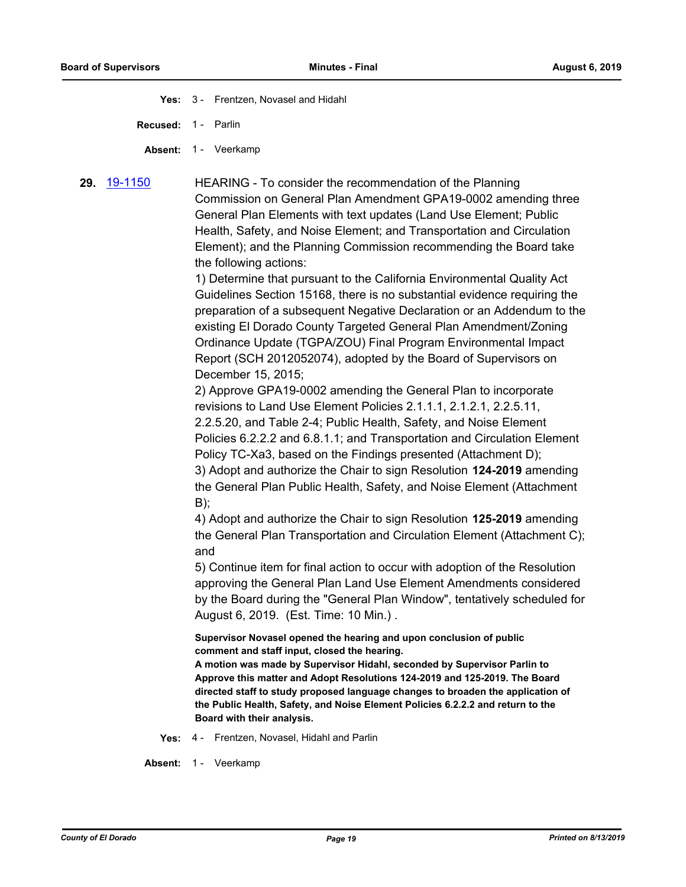**Yes:** 3 - Frentzen, Novasel and Hidahl

**Recused:** 1 - Parlin

**Absent:** 1 - Veerkamp

**29.** [19-1150](19-1150) HEARING - To consider the recommendation of the Planning Commission on General Plan Amendment GPA19-0002 amending three General Plan Elements with text updates (Land Use Element; Public Health, Safety, and Noise Element; and Transportation and Circulation Element); and the Planning Commission recommending the Board take the following actions:

1) Determine that pursuant to the California Environmental Quality Act Guidelines Section 15168, there is no substantial evidence requiring the preparation of a subsequent Negative Declaration or an Addendum to the existing El Dorado County Targeted General Plan Amendment/Zoning Ordinance Update (TGPA/ZOU) Final Program Environmental Impact Report (SCH 2012052074), adopted by the Board of Supervisors on December 15, 2015;

2) Approve GPA19-0002 amending the General Plan to incorporate revisions to Land Use Element Policies 2.1.1.1, 2.1.2.1, 2.2.5.11, 2.2.5.20, and Table 2-4; Public Health, Safety, and Noise Element Policies 6.2.2.2 and 6.8.1.1; and Transportation and Circulation Element Policy TC-Xa3, based on the Findings presented (Attachment D);

3) Adopt and authorize the Chair to sign Resolution **124-2019** amending the General Plan Public Health, Safety, and Noise Element (Attachment B);

4) Adopt and authorize the Chair to sign Resolution **125-2019** amending the General Plan Transportation and Circulation Element (Attachment C); and

5) Continue item for final action to occur with adoption of the Resolution approving the General Plan Land Use Element Amendments considered by the Board during the "General Plan Window", tentatively scheduled for August 6, 2019. (Est. Time: 10 Min.) .

**Supervisor Novasel opened the hearing and upon conclusion of public comment and staff input, closed the hearing.**

**A motion was made by Supervisor Hidahl, seconded by Supervisor Parlin to Approve this matter and Adopt Resolutions 124-2019 and 125-2019. The Board directed staff to study proposed language changes to broaden the application of the Public Health, Safety, and Noise Element Policies 6.2.2.2 and return to the Board with their analysis.**

**Yes:** 4 - Frentzen, Novasel, Hidahl and Parlin

**Absent:** 1 - Veerkamp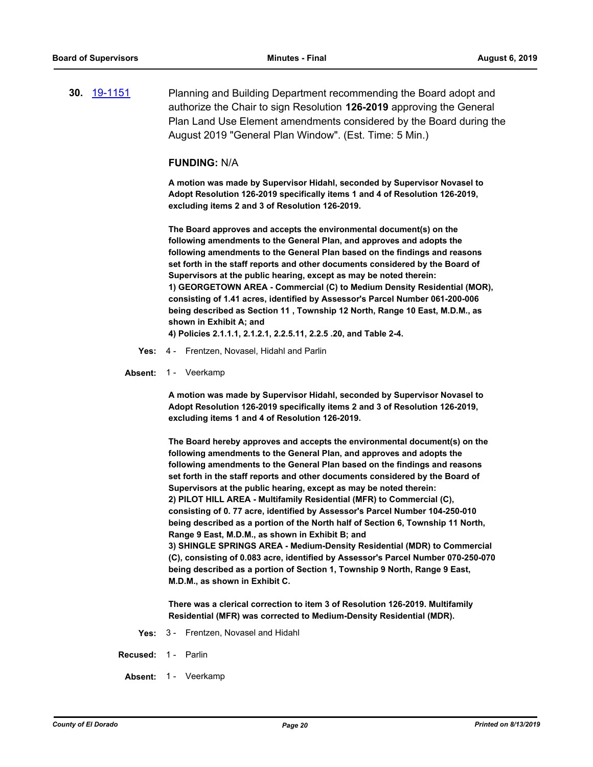**30.** [19-1151](19-1151) Planning and Building Department recommending the Board adopt and authorize the Chair to sign Resolution **126-2019** approving the General Plan Land Use Element amendments considered by the Board during the August 2019 "General Plan Window". (Est. Time: 5 Min.)

**FUNDING:** N/A

**A motion was made by Supervisor Hidahl, seconded by Supervisor Novasel to Adopt Resolution 126-2019 specifically items 1 and 4 of Resolution 126-2019, excluding items 2 and 3 of Resolution 126-2019.**

**The Board approves and accepts the environmental document(s) on the following amendments to the General Plan, and approves and adopts the following amendments to the General Plan based on the findings and reasons set forth in the staff reports and other documents considered by the Board of Supervisors at the public hearing, except as may be noted therein:**
**1) GEORGETOWN AREA - Commercial (C) to Medium Density Residential (MOR), consisting of 1.41 acres, identified by Assessor's Parcel Number 061-200-006 being described as Section 11 , Township 12 North, Range 10 East, M.D.M., as shown in Exhibit A; and**
**4) Policies 2.1.1.1, 2.1.2.1, 2.2.5.11, 2.2.5 .20, and Table 2-4.**

**Yes:** 4 - Frentzen, Novasel, Hidahl and Parlin

**Absent:** 1 - Veerkamp

**A motion was made by Supervisor Hidahl, seconded by Supervisor Novasel to Adopt Resolution 126-2019 specifically items 2 and 3 of Resolution 126-2019, excluding items 1 and 4 of Resolution 126-2019.**

**The Board hereby approves and accepts the environmental document(s) on the following amendments to the General Plan, and approves and adopts the following amendments to the General Plan based on the findings and reasons set forth in the staff reports and other documents considered by the Board of Supervisors at the public hearing, except as may be noted therein:**
**2) PILOT HILL AREA - Multifamily Residential (MFR) to Commercial (C), consisting of 0. 77 acre, identified by Assessor's Parcel Number 104-250-010 being described as a portion of the North half of Section 6, Township 11 North, Range 9 East, M.D.M., as shown in Exhibit B; and**
**3) SHINGLE SPRINGS AREA - Medium-Density Residential (MDR) to Commercial (C), consisting of 0.083 acre, identified by Assessor's Parcel Number 070-250-070 being described as a portion of Section 1, Township 9 North, Range 9 East, M.D.M., as shown in Exhibit C.**

**There was a clerical correction to item 3 of Resolution 126-2019. Multifamily Residential (MFR) was corrected to Medium-Density Residential (MDR).**

**Yes:** 3 - Frentzen, Novasel and Hidahl

**Recused:** 1 - Parlin

**Absent:** 1 - Veerkamp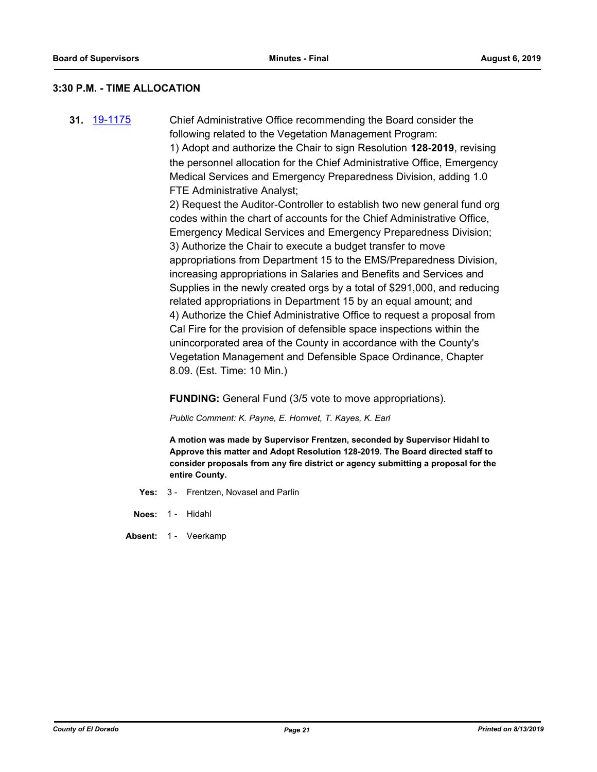### 3:30 P.M. - TIME ALLOCATION

**31.** 19-1175

Chief Administrative Office recommending the Board consider the following related to the Vegetation Management Program:

1) Adopt and authorize the Chair to sign Resolution **128-2019**, revising the personnel allocation for the Chief Administrative Office, Emergency Medical Services and Emergency Preparedness Division, adding 1.0 FTE Administrative Analyst;

2) Request the Auditor-Controller to establish two new general fund org codes within the chart of accounts for the Chief Administrative Office, Emergency Medical Services and Emergency Preparedness Division;

3) Authorize the Chair to execute a budget transfer to move appropriations from Department 15 to the EMS/Preparedness Division, increasing appropriations in Salaries and Benefits and Services and Supplies in the newly created orgs by a total of $291,000, and reducing related appropriations in Department 15 by an equal amount; and

4) Authorize the Chief Administrative Office to request a proposal from Cal Fire for the provision of defensible space inspections within the unincorporated area of the County in accordance with the County's Vegetation Management and Defensible Space Ordinance, Chapter 8.09. (Est. Time: 10 Min.)

**FUNDING:** General Fund (3/5 vote to move appropriations).

*Public Comment: K. Payne, E. Hornvet, T. Kayes, K. Earl*

**A motion was made by Supervisor Frentzen, seconded by Supervisor Hidahl to Approve this matter and Adopt Resolution 128-2019. The Board directed staff to consider proposals from any fire district or agency submitting a proposal for the entire County.**

**Yes:** 3 - Frentzen, Novasel and Parlin

**Noes:** 1 - Hidahl

**Absent:** 1 - Veerkamp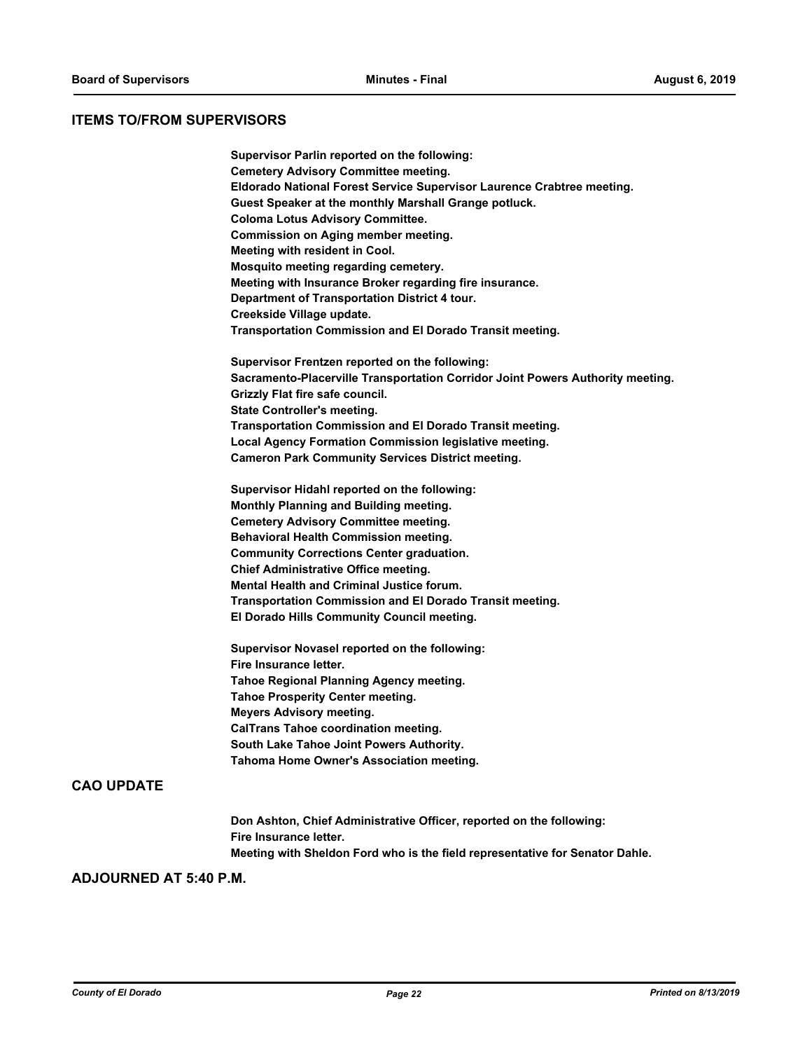## ITEMS TO/FROM SUPERVISORS

**Supervisor Parlin reported on the following:**
**Cemetery Advisory Committee meeting.**
**Eldorado National Forest Service Supervisor Laurence Crabtree meeting.**
**Guest Speaker at the monthly Marshall Grange potluck.**
**Coloma Lotus Advisory Committee.**
**Commission on Aging member meeting.**
**Meeting with resident in Cool.**
**Mosquito meeting regarding cemetery.**
**Meeting with Insurance Broker regarding fire insurance.**
**Department of Transportation District 4 tour.**
**Creekside Village update.**
**Transportation Commission and El Dorado Transit meeting.**

**Supervisor Frentzen reported on the following:**
**Sacramento-Placerville Transportation Corridor Joint Powers Authority meeting.**
**Grizzly Flat fire safe council.**
**State Controller's meeting.**
**Transportation Commission and El Dorado Transit meeting.**
**Local Agency Formation Commission legislative meeting.**
**Cameron Park Community Services District meeting.**

**Supervisor Hidahl reported on the following:**
**Monthly Planning and Building meeting.**
**Cemetery Advisory Committee meeting.**
**Behavioral Health Commission meeting.**
**Community Corrections Center graduation.**
**Chief Administrative Office meeting.**
**Mental Health and Criminal Justice forum.**
**Transportation Commission and El Dorado Transit meeting.**
**El Dorado Hills Community Council meeting.**

**Supervisor Novasel reported on the following:**
**Fire Insurance letter.**
**Tahoe Regional Planning Agency meeting.**
**Tahoe Prosperity Center meeting.**
**Meyers Advisory meeting.**
**CalTrans Tahoe coordination meeting.**
**South Lake Tahoe Joint Powers Authority.**
**Tahoma Home Owner's Association meeting.**

## CAO UPDATE

**Don Ashton, Chief Administrative Officer, reported on the following:**
**Fire Insurance letter.**
**Meeting with Sheldon Ford who is the field representative for Senator Dahle.**

## ADJOURNED AT 5:40 P.M.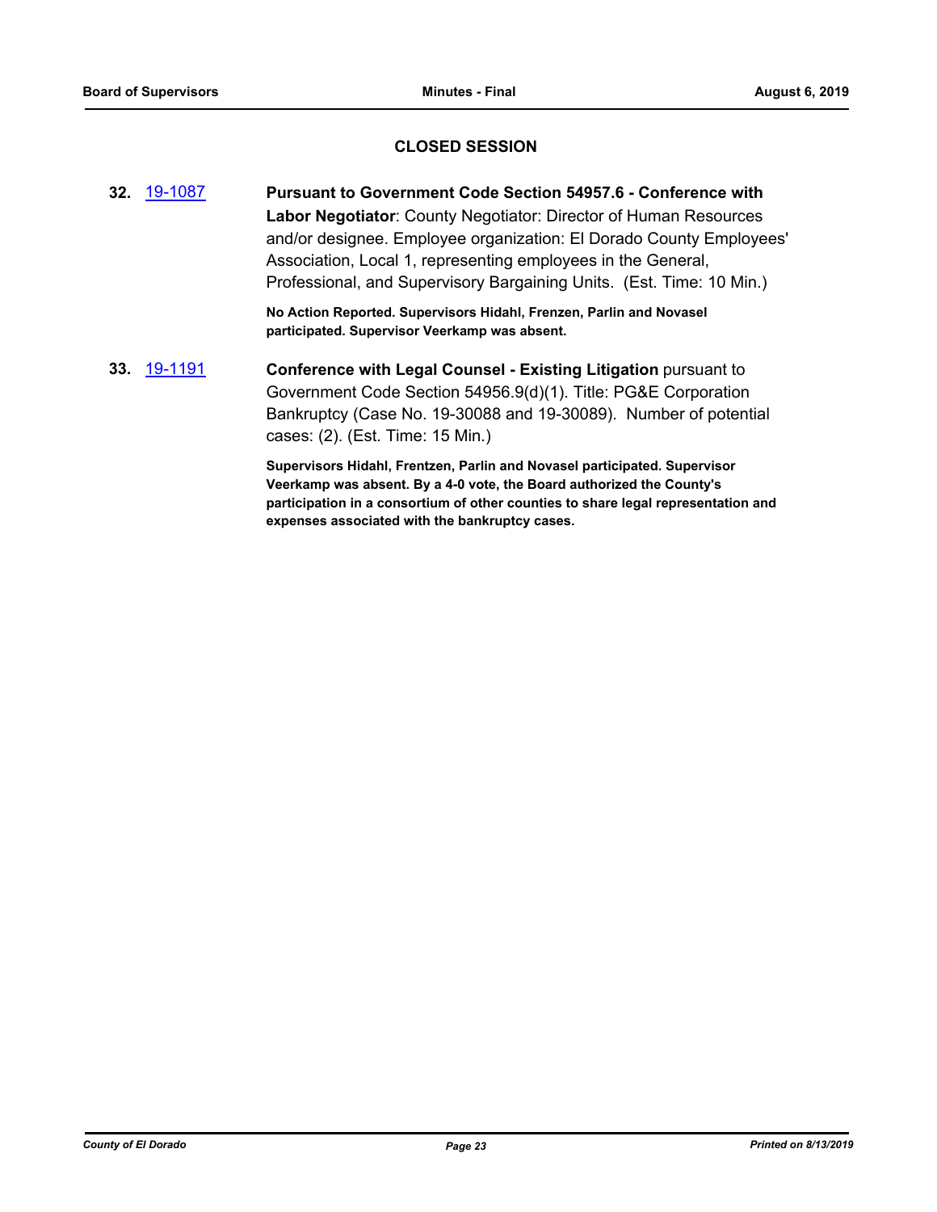## CLOSED SESSION

**32.** 19-1087 **Pursuant to Government Code Section 54957.6 - Conference with Labor Negotiator**: County Negotiator: Director of Human Resources and/or designee. Employee organization: El Dorado County Employees' Association, Local 1, representing employees in the General, Professional, and Supervisory Bargaining Units. (Est. Time: 10 Min.)

**No Action Reported. Supervisors Hidahl, Frenzen, Parlin and Novasel participated. Supervisor Veerkamp was absent.**

**33.** 19-1191 **Conference with Legal Counsel - Existing Litigation** pursuant to Government Code Section 54956.9(d)(1). Title: PG&E Corporation Bankruptcy (Case No. 19-30088 and 19-30089). Number of potential cases: (2). (Est. Time: 15 Min.)

**Supervisors Hidahl, Frentzen, Parlin and Novasel participated. Supervisor Veerkamp was absent. By a 4-0 vote, the Board authorized the County's participation in a consortium of other counties to share legal representation and expenses associated with the bankruptcy cases.**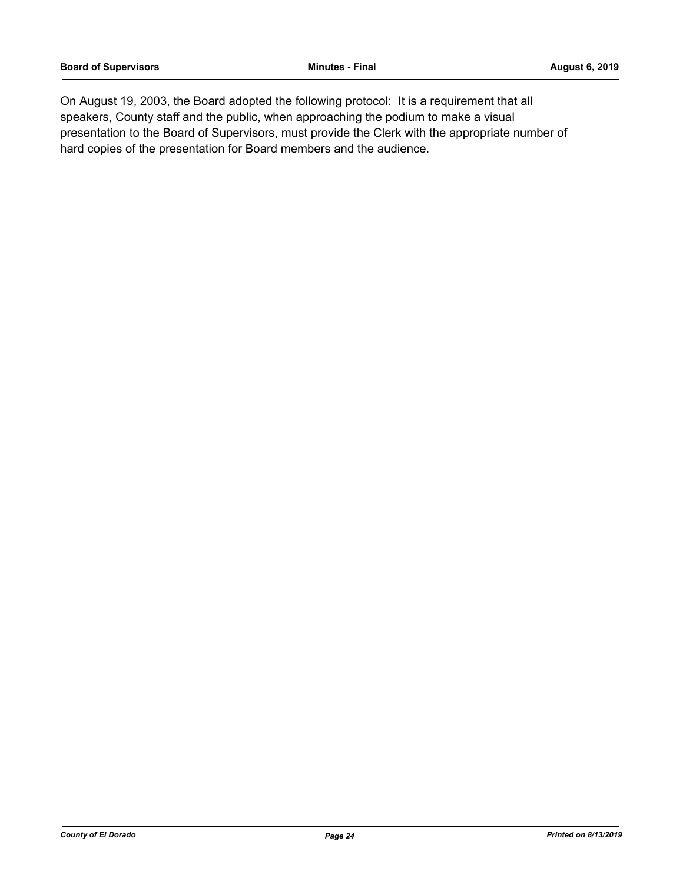On August 19, 2003, the Board adopted the following protocol: It is a requirement that all speakers, County staff and the public, when approaching the podium to make a visual presentation to the Board of Supervisors, must provide the Clerk with the appropriate number of hard copies of the presentation for Board members and the audience.